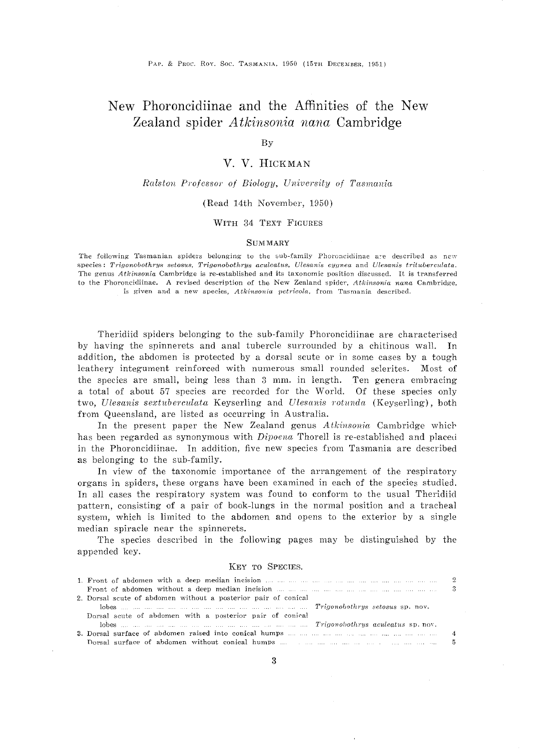# New Phoroncidiinae and the Affinities of the New Zealand spider *Atkinsonia nana* Cambridge

By

## V. V. HICKMAN

*Ralston Professor of Biology, University of Tasmania*

(Read 14th November, 1950)

WITH 34 TEXT FIGURES

### SUMMARY

The following Tasmanian spiders belonging to the sub-family Phoroncidiinae are described as new species: *Trigonobothrys setosus*, *Trigonobothrys aculeatus*, *Ulesanis cygnea* and *Ulesanis trituberculata*. The genus *Atkinsonia* Cambridge is re-established and its taxonomic position discussed. It is transferred to the Phoroncidiinae. A revised description of the New Zealand spider, *Atkinsonia nana* Cambridge, is given and a new species, *Atkinsonia petricola*, from Tasmania described.

Theridiid spiders belonging to the sub-family Phoroncidiinae are characterised by having the spinnerets and anal tubercle surrounded by a chitinous wall. In addition, the abdomen is protected by a dorsal scute or in some cases by a tough leathery integument reinforced with numerous small rounded sclerites. Most of the species are small, being less than 3 mm. in length. Ten genera embracing a total of about 57 species are recorded for the World. Of these species only two, *Ulesanis sextuberculata* Keyserling and *Ulesanis rotunda* (Keyserling), both from Queensland, are listed as occurring in Australia.

In the present paper the New Zealand genus *Atkinsonia* Cambridge which has been regarded as synonymous with *Dipoena* Thorell is re-established and placed in the Phoroncidiinae. In addition, five new species from Tasmania are described as belonging to the sub-family.

In view of the taxonomic importance of the arrangement of the respiratory organs in spiders, these organs have been examined in each of the species studied. In all cases the respiratory system was found to conform to the usual Theridiid pattern, consisting of a pair of book-lungs in the normal position and a tracheal system, which is limited to the abdomen and opens to the exterior by a single median spiracle near the spinnerets.

The species described in the following pages may be distinguished by the appended key.

### KEY TO SPECIES.

1. Front of abdomen with a deep median incision .... 2
   Front of abdomen without a deep median incision .... 3
2. Dorsal scute of abdomen without a posterior pair of conical lobes .... *Trigonobothrys setosus* sp. nov.
   Dorsal scute of abdomen with a posterior pair of conical lobes .... *Trigonobothrys aculeatus* sp. nov.
3. Dorsal surface of abdomen raised into conical humps .... 4
   Dorsal surface of abdomen without conical humps .... 5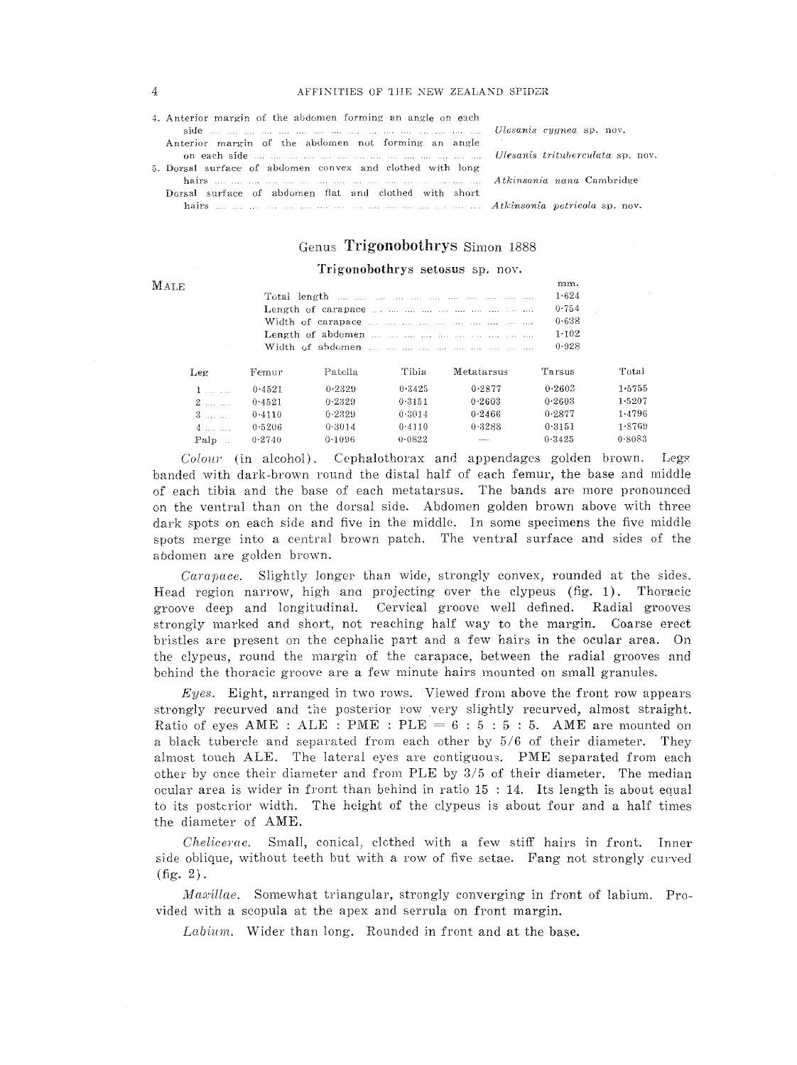| | |
|---|---|
| 4. Anterior margin of the abdomen forming an angle on each side | *Ulesanis cygnea* sp. nov. |
| Anterior margin of the abdomen not forming an angle on each side | *Ulesanis trituberculata* sp. nov. |
| 5. Dorsal surface of abdomen convex and clothed with long hairs | *Atkinsonia nana* Cambridge |
| Dorsal surface of abdomen flat and clothed with short hairs | *Atkinsonia petricola* sp. nov. |

## Genus **Trigonobothrys** Simon 1888

### **Trigonobothrys setosus** sp. nov.

MALE

| | mm. |
|---|---|
| Total length | 1·624 |
| Length of carapace | 0·754 |
| Width of carapace | 0·638 |
| Length of abdomen | 1·102 |
| Width of abdomen | 0·928 |

| Leg | Femur | Patella | Tibia | Metatarsus | Tarsus | Total |
|---|---|---|---|---|---|---|
| 1 | 0·4521 | 0·2329 | 0·3425 | 0·2877 | 0·2603 | 1·5755 |
| 2 | 0·4521 | 0·2329 | 0·3151 | 0·2603 | 0·2603 | 1·5207 |
| 3 | 0·4110 | 0·2329 | 0·3014 | 0·2466 | 0·2877 | 1·4796 |
| 4 | 0·5206 | 0·3014 | 0·4110 | 0·3288 | 0·3151 | 1·8769 |
| Palp | 0·2740 | 0·1096 | 0·0822 | — | 0·3425 | 0·8083 |

*Colour* (in alcohol). Cephalothorax and appendages golden brown. Legs banded with dark-brown round the distal half of each femur, the base and middle of each tibia and the base of each metatarsus. The bands are more pronounced on the ventral than on the dorsal side. Abdomen golden brown above with three dark spots on each side and five in the middle. In some specimens the five middle spots merge into a central brown patch. The ventral surface and sides of the abdomen are golden brown.

*Carapace.* Slightly longer than wide, strongly convex, rounded at the sides. Head region narrow, high and projecting over the clypeus (fig. 1). Thoracic groove deep and longitudinal. Cervical groove well defined. Radial grooves strongly marked and short, not reaching half way to the margin. Coarse erect bristles are present on the cephalic part and a few hairs in the ocular area. On the clypeus, round the margin of the carapace, between the radial grooves and behind the thoracic groove are a few minute hairs mounted on small granules.

*Eyes.* Eight, arranged in two rows. Viewed from above the front row appears strongly recurved and the posterior row very slightly recurved, almost straight. Ratio of eyes AME : ALE : PME : PLE = 6 : 5 : 5 : 5. AME are mounted on a black tubercle and separated from each other by 5/6 of their diameter. They almost touch ALE. The lateral eyes are contiguous. PME separated from each other by once their diameter and from PLE by 3/5 of their diameter. The median ocular area is wider in front than behind in ratio 15 : 14. Its length is about equal to its posterior width. The height of the clypeus is about four and a half times the diameter of AME.

*Chelicerae.* Small, conical, clothed with a few stiff hairs in front. Inner side oblique, without teeth but with a row of five setae. Fang not strongly curved (fig. 2).

*Maxillae.* Somewhat triangular, strongly converging in front of labium. Provided with a scopula at the apex and serrula on front margin.

*Labium.* Wider than long. Rounded in front and at the base.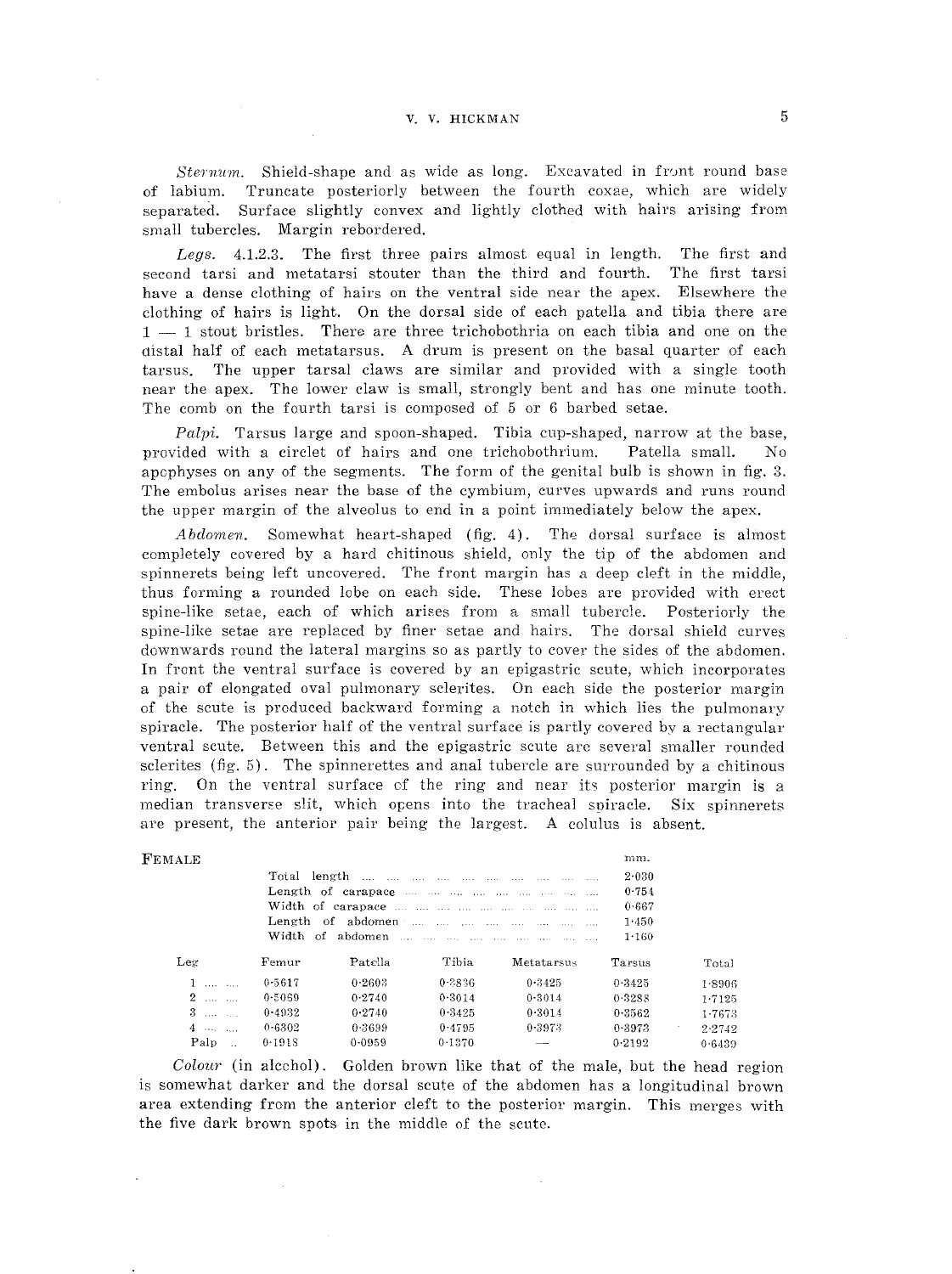*Sternum.* Shield-shape and as wide as long. Excavated in front round base of labium. Truncate posteriorly between the fourth coxae, which are widely separated. Surface slightly convex and lightly clothed with hairs arising from small tubercles. Margin rebordered.

*Legs.* 4.1.2.3. The first three pairs almost equal in length. The first and second tarsi and metatarsi stouter than the third and fourth. The first tarsi have a dense clothing of hairs on the ventral side near the apex. Elsewhere the clothing of hairs is light. On the dorsal side of each patella and tibia there are 1 — 1 stout bristles. There are three trichobothria on each tibia and one on the distal half of each metatarsus. A drum is present on the basal quarter of each tarsus. The upper tarsal claws are similar and provided with a single tooth near the apex. The lower claw is small, strongly bent and has one minute tooth. The comb on the fourth tarsi is composed of 5 or 6 barbed setae.

*Palpi.* Tarsus large and spoon-shaped. Tibia cup-shaped, narrow at the base, provided with a circlet of hairs and one trichobothrium. Patella small. No apophyses on any of the segments. The form of the genital bulb is shown in fig. 3. The embolus arises near the base of the cymbium, curves upwards and runs round the upper margin of the alveolus to end in a point immediately below the apex.

*Abdomen.* Somewhat heart-shaped (fig. 4). The dorsal surface is almost completely covered by a hard chitinous shield, only the tip of the abdomen and spinnerets being left uncovered. The front margin has a deep cleft in the middle, thus forming a rounded lobe on each side. These lobes are provided with erect spine-like setae, each of which arises from a small tubercle. Posteriorly the spine-like setae are replaced by finer setae and hairs. The dorsal shield curves downwards round the lateral margins so as partly to cover the sides of the abdomen. In front the ventral surface is covered by an epigastric scute, which incorporates a pair of elongated oval pulmonary sclerites. On each side the posterior margin of the scute is produced backward forming a notch in which lies the pulmonary spiracle. The posterior half of the ventral surface is partly covered by a rectangular ventral scute. Between this and the epigastric scute are several smaller rounded sclerites (fig. 5). The spinnerettes and anal tubercle are surrounded by a chitinous ring. On the ventral surface of the ring and near its posterior margin is a median transverse slit, which opens into the tracheal spiracle. Six spinnerets are present, the anterior pair being the largest. A colulus is absent.

FEMALE

| | mm. |
|---|---|
| Total length | 2·030 |
| Length of carapace | 0·754 |
| Width of carapace | 0·667 |
| Length of abdomen | 1·450 |
| Width of abdomen | 1·160 |

| Leg | Femur | Patella | Tibia | Metatarsus | Tarsus | Total |
|---|---|---|---|---|---|---|
| 1 | 0·5617 | 0·2603 | 0·2836 | 0·3425 | 0·3425 | 1·8906 |
| 2 | 0·5069 | 0·2740 | 0·3014 | 0·3014 | 0·3288 | 1·7125 |
| 3 | 0·4932 | 0·2740 | 0·3425 | 0·3014 | 0·3562 | 1·7673 |
| 4 | 0·6302 | 0·3699 | 0·4795 | 0·3973 | 0·3973 | 2·2742 |
| Palp | 0·1918 | 0·0959 | 0·1370 | — | 0·2192 | 0·6439 |

*Colour* (in alcohol). Golden brown like that of the male, but the head region is somewhat darker and the dorsal scute of the abdomen has a longitudinal brown area extending from the anterior cleft to the posterior margin. This merges with the five dark brown spots in the middle of the scute.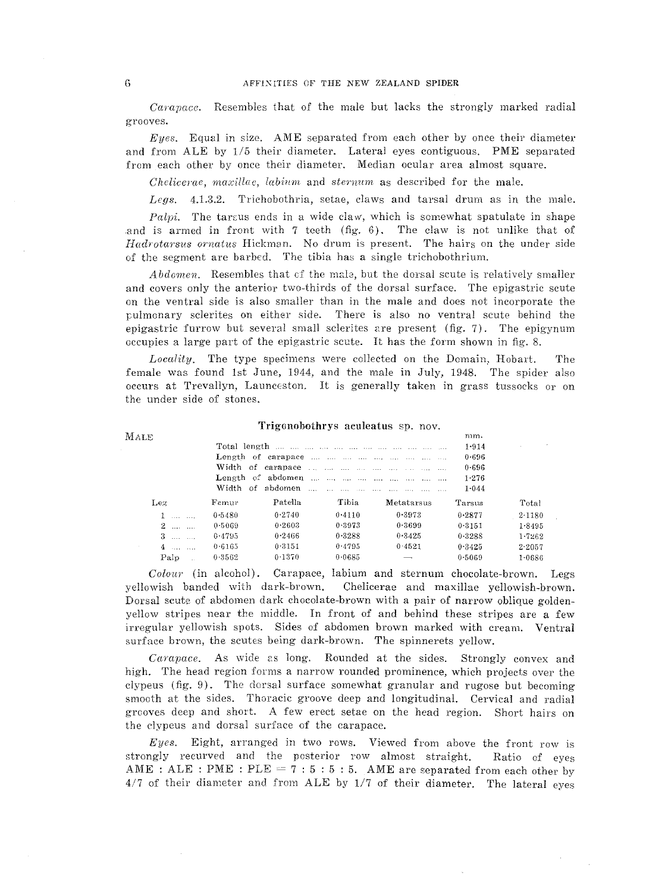*Carapace.* Resembles that of the male but lacks the strongly marked radial grooves.

*Eyes.* Equal in size. AME separated from each other by once their diameter and from ALE by 1/5 their diameter. Lateral eyes contiguous. PME separated from each other by once their diameter. Median ocular area almost square.

*Chelicerae, maxillae, labium* and *sternum* as described for the male.

*Legs.* 4.1.3.2. Trichobothria, setae, claws and tarsal drum as in the male.

*Palpi.* The tarsus ends in a wide claw, which is somewhat spatulate in shape and is armed in front with 7 teeth (fig. 6). The claw is not unlike that of *Hadrotarsus ornatus* Hickman. No drum is present. The hairs on the under side of the segment are barbed. The tibia has a single trichobothrium.

*Abdomen.* Resembles that of the male, but the dorsal scute is relatively smaller and covers only the anterior two-thirds of the dorsal surface. The epigastric scute on the ventral side is also smaller than in the male and does not incorporate the pulmonary sclerites on either side. There is also no ventral scute behind the epigastric furrow but several small sclerites are present (fig. 7). The epigynum occupies a large part of the epigastric scute. It has the form shown in fig. 8.

*Locality.* The type specimens were collected on the Domain, Hobart. The female was found 1st June, 1944, and the male in July, 1948. The spider also occurs at Trevallyn, Launceston. It is generally taken in grass tussocks or on the under side of stones.

### Trigonobothrys aculeatus sp. nov.

MALE

| | mm. |
|---|---|
| Total length | 1·914 |
| Length of carapace | 0·696 |
| Width of carapace | 0·696 |
| Length of abdomen | 1·276 |
| Width of abdomen | 1·044 |

| Leg | Femur | Patella | Tibia | Metatarsus | Tarsus | Total |
|---|---|---|---|---|---|---|
| 1 | 0·5480 | 0·2740 | 0·4110 | 0·3973 | 0·2877 | 2·1180 |
| 2 | 0·5069 | 0·2603 | 0·3973 | 0·3699 | 0·3151 | 1·8495 |
| 3 | 0·4795 | 0·2466 | 0·3288 | 0·3425 | 0·3288 | 1·7262 |
| 4 | 0·6165 | 0·3151 | 0·4795 | 0·4521 | 0·3425 | 2·2057 |
| Palp | 0·3562 | 0·1370 | 0·0685 | — | 0·5069 | 1·0686 |

*Colour* (in alcohol). Carapace, labium and sternum chocolate-brown. Legs yellowish banded with dark-brown. Chelicerae and maxillae yellowish-brown. Dorsal scute of abdomen dark chocolate-brown with a pair of narrow oblique golden-yellow stripes near the middle. In front of and behind these stripes are a few irregular yellowish spots. Sides of abdomen brown marked with cream. Ventral surface brown, the scutes being dark-brown. The spinnerets yellow.

*Carapace.* As wide as long. Rounded at the sides. Strongly convex and high. The head region forms a narrow rounded prominence, which projects over the clypeus (fig. 9). The dorsal surface somewhat granular and rugose but becoming smooth at the sides. Thoracic groove deep and longitudinal. Cervical and radial grooves deep and short. A few erect setae on the head region. Short hairs on the clypeus and dorsal surface of the carapace.

*Eyes.* Eight, arranged in two rows. Viewed from above the front row is strongly recurved and the posterior row almost straight. Ratio of eyes AME : ALE : PME : PLE = 7 : 5 : 5 : 5. AME are separated from each other by 4/7 of their diameter and from ALE by 1/7 of their diameter. The lateral eyes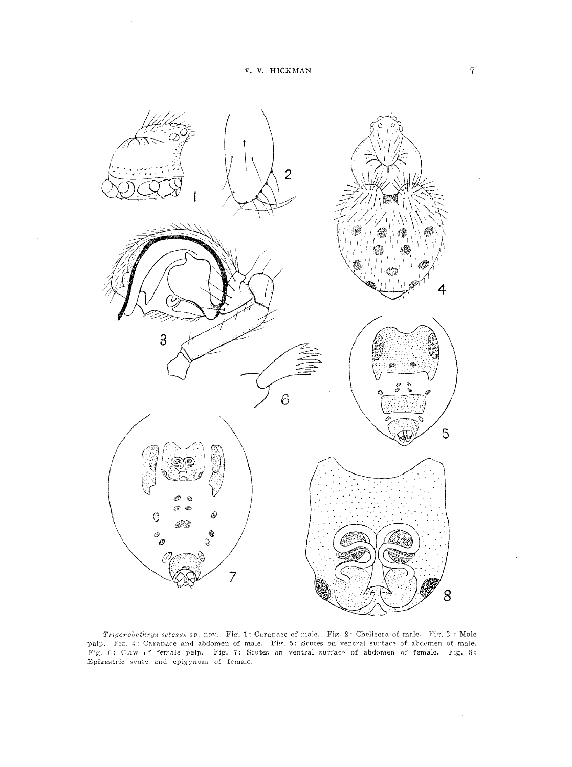*Trigonobothrys setosus* sp. nov. Fig. 1: Carapace of male. Fig. 2: Chelicera of male. Fig. 3: Male palp. Fig. 4: Carapace and abdomen of male. Fig. 5: Scutes on ventral surface of abdomen of male. Fig. 6: Claw of female palp. Fig. 7: Scutes on ventral surface of abdomen of female. Fig. 8: Epigastric scute and epigynum of female.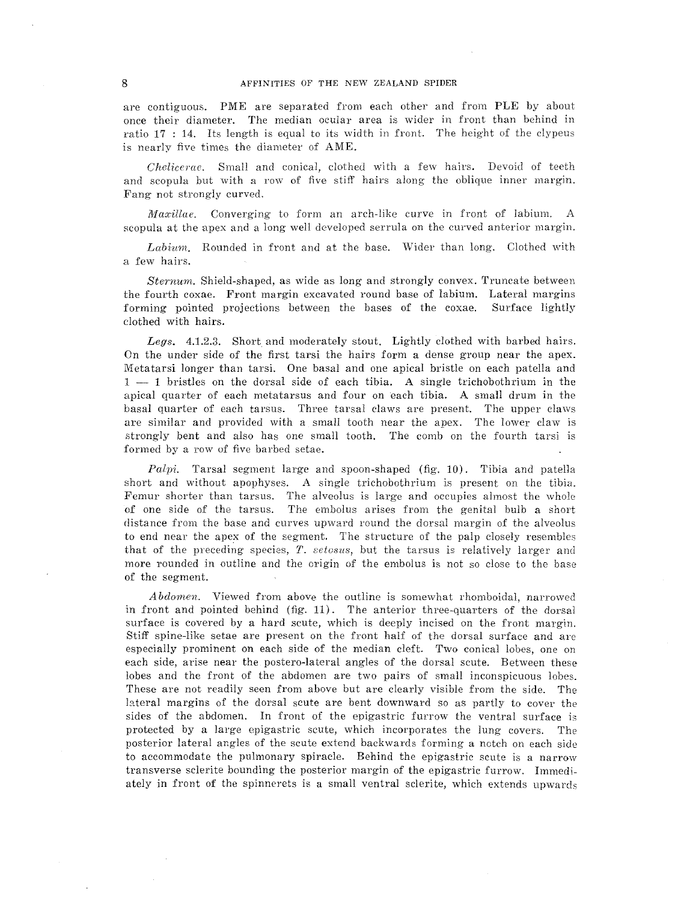are contiguous. PME are separated from each other and from PLE by about once their diameter. The median ocular area is wider in front than behind in ratio 17 : 14. Its length is equal to its width in front. The height of the clypeus is nearly five times the diameter of AME.

*Chelicerae.* Small and conical, clothed with a few hairs. Devoid of teeth and scopula but with a row of five stiff hairs along the oblique inner margin. Fang not strongly curved.

*Maxillae.* Converging to form an arch-like curve in front of labium. A scopula at the apex and a long well developed serrula on the curved anterior margin.

*Labium.* Rounded in front and at the base. Wider than long. Clothed with a few hairs.

*Sternum.* Shield-shaped, as wide as long and strongly convex. Truncate between the fourth coxae. Front margin excavated round base of labium. Lateral margins forming pointed projections between the bases of the coxae. Surface lightly clothed with hairs.

*Legs.* 4.1.2.3. Short and moderately stout. Lightly clothed with barbed hairs. On the under side of the first tarsi the hairs form a dense group near the apex. Metatarsi longer than tarsi. One basal and one apical bristle on each patella and 1 — 1 bristles on the dorsal side of each tibia. A single trichobothrium in the apical quarter of each metatarsus and four on each tibia. A small drum in the basal quarter of each tarsus. Three tarsal claws are present. The upper claws are similar and provided with a small tooth near the apex. The lower claw is strongly bent and also has one small tooth. The comb on the fourth tarsi is formed by a row of five barbed setae.

*Palpi.* Tarsal segment large and spoon-shaped (fig. 10). Tibia and patella short and without apophyses. A single trichobothrium is present on the tibia. Femur shorter than tarsus. The alveolus is large and occupies almost the whole of one side of the tarsus. The embolus arises from the genital bulb a short distance from the base and curves upward round the dorsal margin of the alveolus to end near the apex of the segment. The structure of the palp closely resembles that of the preceding species, *T. setosus*, but the tarsus is relatively larger and more rounded in outline and the origin of the embolus is not so close to the base of the segment.

*Abdomen.* Viewed from above the outline is somewhat rhomboidal, narrowed in front and pointed behind (fig. 11). The anterior three-quarters of the dorsal surface is covered by a hard scute, which is deeply incised on the front margin. Stiff spine-like setae are present on the front half of the dorsal surface and are especially prominent on each side of the median cleft. Two conical lobes, one on each side, arise near the postero-lateral angles of the dorsal scute. Between these lobes and the front of the abdomen are two pairs of small inconspicuous lobes. These are not readily seen from above but are clearly visible from the side. The lateral margins of the dorsal scute are bent downward so as partly to cover the sides of the abdomen. In front of the epigastric furrow the ventral surface is protected by a large epigastric scute, which incorporates the lung covers. The posterior lateral angles of the scute extend backwards forming a notch on each side to accommodate the pulmonary spiracle. Behind the epigastric scute is a narrow transverse sclerite bounding the posterior margin of the epigastric furrow. Immediately in front of the spinnerets is a small ventral sclerite, which extends upwards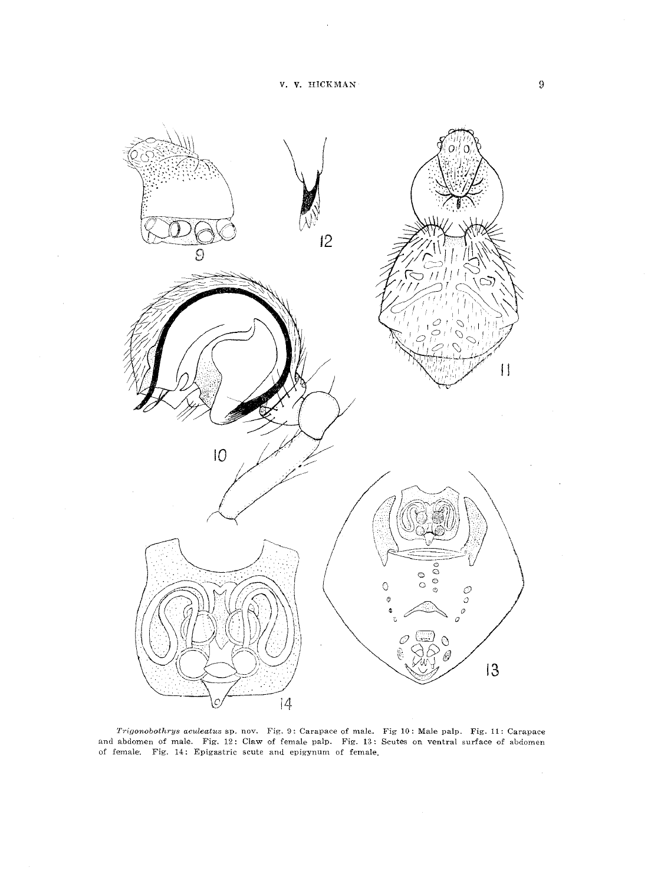*Trigonobothrys aculeatus* sp. nov. Fig. 9: Carapace of male. Fig 10: Male palp. Fig. 11: Carapace and abdomen of male. Fig. 12: Claw of female palp. Fig. 13: Scutes on ventral surface of abdomen of female. Fig. 14: Epigastric scute and epigynum of female.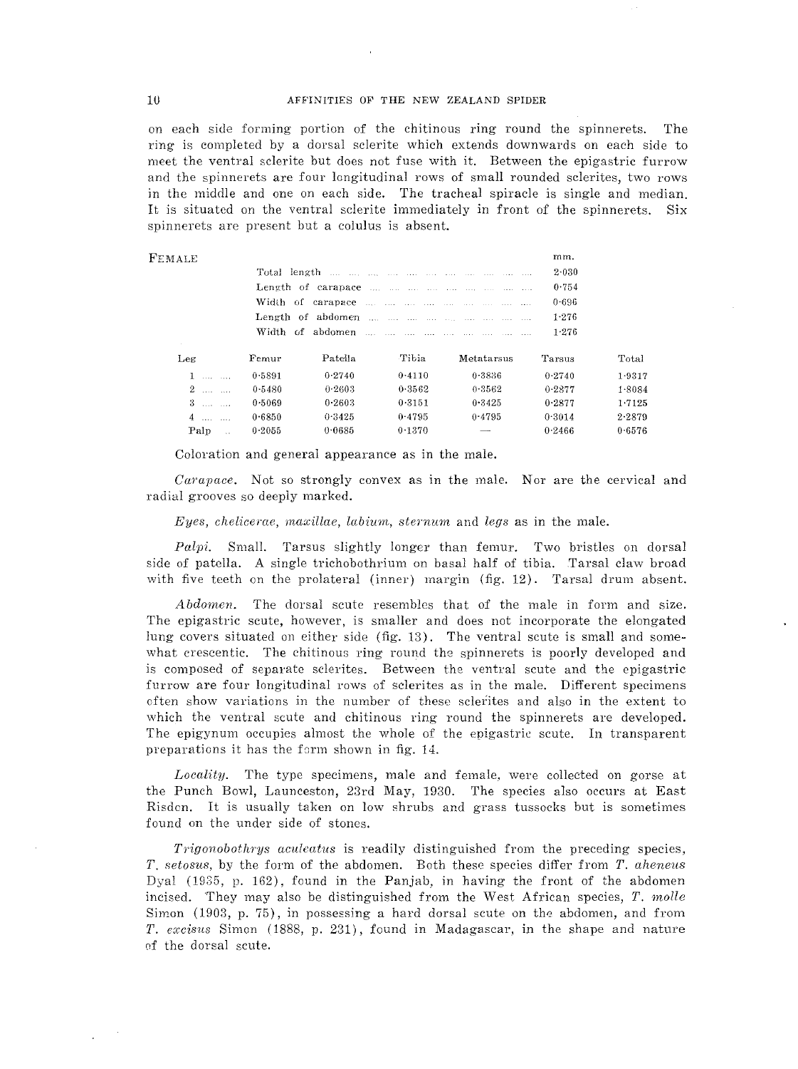on each side forming portion of the chitinous ring round the spinnerets. The ring is completed by a dorsal sclerite which extends downwards on each side to meet the ventral sclerite but does not fuse with it. Between the epigastric furrow and the spinnerets are four longitudinal rows of small rounded sclerites, two rows in the middle and one on each side. The tracheal spiracle is single and median. It is situated on the ventral sclerite immediately in front of the spinnerets. Six spinnerets are present but a colulus is absent.

FEMALE

| | mm. |
|---|---|
| Total length | 2·030 |
| Length of carapace | 0·754 |
| Width of carapace | 0·696 |
| Length of abdomen | 1·276 |
| Width of abdomen | 1·276 |

| Leg | Femur | Patella | Tibia | Metatarsus | Tarsus | Total |
|---|---|---|---|---|---|---|
| 1 | 0·5891 | 0·2740 | 0·4110 | 0·3836 | 0·2740 | 1·9317 |
| 2 | 0·5480 | 0·2603 | 0·3562 | 0·3562 | 0·2877 | 1·8084 |
| 3 | 0·5069 | 0·2603 | 0·3151 | 0·3425 | 0·2877 | 1·7125 |
| 4 | 0·6850 | 0·3425 | 0·4795 | 0·4795 | 0·3014 | 2·2879 |
| Palp | 0·2055 | 0·0685 | 0·1370 | — | 0·2466 | 0·6576 |

Coloration and general appearance as in the male.

*Carapace.* Not so strongly convex as in the male. Nor are the cervical and radial grooves so deeply marked.

*Eyes, chelicerae, maxillae, labium, sternum* and *legs* as in the male.

*Palpi.* Small. Tarsus slightly longer than femur. Two bristles on dorsal side of patella. A single trichobothrium on basal half of tibia. Tarsal claw broad with five teeth on the prolateral (inner) margin (fig. 12). Tarsal drum absent.

*Abdomen.* The dorsal scute resembles that of the male in form and size. The epigastric scute, however, is smaller and does not incorporate the elongated lung covers situated on either side (fig. 13). The ventral scute is small and somewhat crescentic. The chitinous ring round the spinnerets is poorly developed and is composed of separate sclerites. Between the ventral scute and the epigastric furrow are four longitudinal rows of sclerites as in the male. Different specimens often show variations in the number of these sclerites and also in the extent to which the ventral scute and chitinous ring round the spinnerets are developed. The epigynum occupies almost the whole of the epigastric scute. In transparent preparations it has the form shown in fig. 14.

*Locality.* The type specimens, male and female, were collected on gorse at the Punch Bowl, Launceston, 23rd May, 1930. The species also occurs at East Risdon. It is usually taken on low shrubs and grass tussocks but is sometimes found on the under side of stones.

*Trigonobothrys aculeatus* is readily distinguished from the preceding species, *T. setosus*, by the form of the abdomen. Both these species differ from *T. aheneus* Dyal (1935, p. 162), found in the Panjab, in having the front of the abdomen incised. They may also be distinguished from the West African species, *T. molle* Simon (1903, p. 75), in possessing a hard dorsal scute on the abdomen, and from *T. excisus* Simon (1888, p. 231), found in Madagascar, in the shape and nature of the dorsal scute.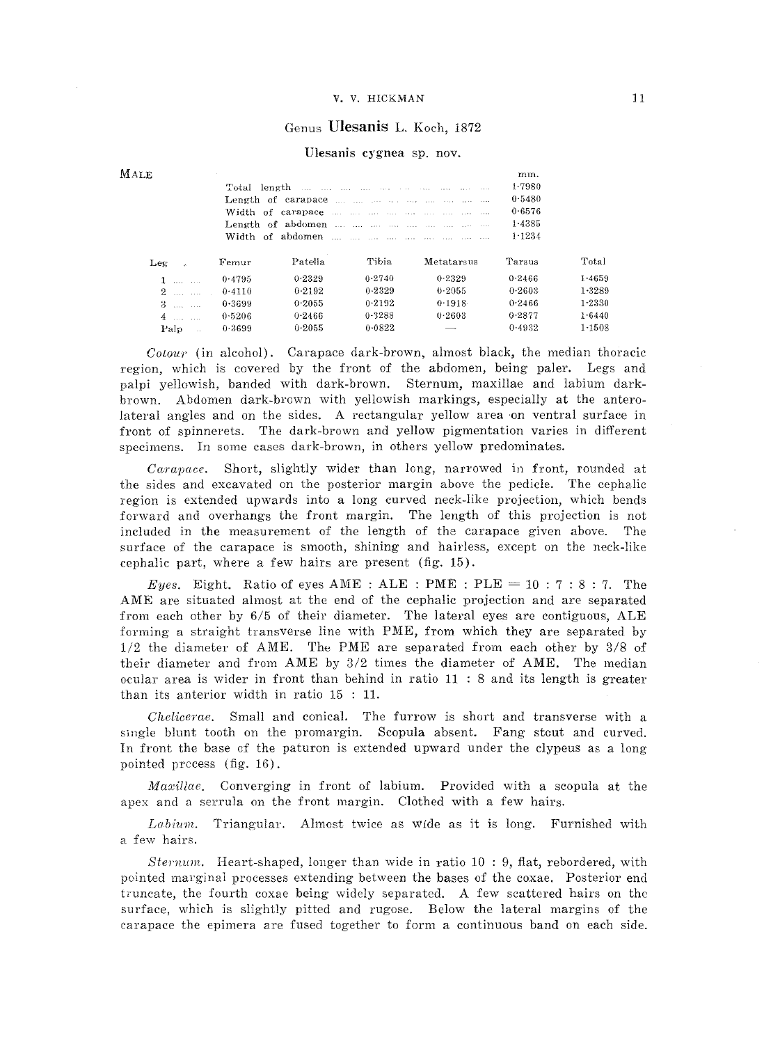## Genus **Ulesanis** L. Koch, 1872

### Ulesanis cygnea sp. nov.

MALE

| | mm. |
|---|---|
| Total length | 1·7980 |
| Length of carapace | 0·5480 |
| Width of carapace | 0·6576 |
| Length of abdomen | 1·4385 |
| Width of abdomen | 1·1234 |

| Leg | Femur | Patella | Tibia | Metatarsus | Tarsus | Total |
|---|---|---|---|---|---|---|
| 1 | 0·4795 | 0·2329 | 0·2740 | 0·2329 | 0·2466 | 1·4659 |
| 2 | 0·4110 | 0·2192 | 0·2329 | 0·2055 | 0·2603 | 1·3289 |
| 3 | 0·3699 | 0·2055 | 0·2192 | 0·1918 | 0·2466 | 1·2330 |
| 4 | 0·5206 | 0·2466 | 0·3288 | 0·2603 | 0·2877 | 1·6440 |
| Palp | 0·3699 | 0·2055 | 0·0822 | — | 0·4932 | 1·1508 |

*Colour* (in alcohol). Carapace dark-brown, almost black, the median thoracic region, which is covered by the front of the abdomen, being paler. Legs and palpi yellowish, banded with dark-brown. Sternum, maxillae and labium dark-brown. Abdomen dark-brown with yellowish markings, especially at the antero-lateral angles and on the sides. A rectangular yellow area on ventral surface in front of spinnerets. The dark-brown and yellow pigmentation varies in different specimens. In some cases dark-brown, in others yellow predominates.

*Carapace*. Short, slightly wider than long, narrowed in front, rounded at the sides and excavated on the posterior margin above the pedicle. The cephalic region is extended upwards into a long curved neck-like projection, which bends forward and overhangs the front margin. The length of this projection is not included in the measurement of the length of the carapace given above. The surface of the carapace is smooth, shining and hairless, except on the neck-like cephalic part, where a few hairs are present (fig. 15).

*Eyes*. Eight. Ratio of eyes AME : ALE : PME : PLE = 10 : 7 : 8 : 7. The AME are situated almost at the end of the cephalic projection and are separated from each other by 6/5 of their diameter. The lateral eyes are contiguous, ALE forming a straight transverse line with PME, from which they are separated by 1/2 the diameter of AME. The PME are separated from each other by 3/8 of their diameter and from AME by 3/2 times the diameter of AME. The median ocular area is wider in front than behind in ratio 11 : 8 and its length is greater than its anterior width in ratio 15 : 11.

*Chelicerae*. Small and conical. The furrow is short and transverse with a single blunt tooth on the promargin. Scopula absent. Fang stout and curved. In front the base of the paturon is extended upward under the clypeus as a long pointed process (fig. 16).

*Maxillae*. Converging in front of labium. Provided with a scopula at the apex and a serrula on the front margin. Clothed with a few hairs.

*Labium*. Triangular. Almost twice as wide as it is long. Furnished with a few hairs.

*Sternum*. Heart-shaped, longer than wide in ratio 10 : 9, flat, rebordered, with pointed marginal processes extending between the bases of the coxae. Posterior end truncate, the fourth coxae being widely separated. A few scattered hairs on the surface, which is slightly pitted and rugose. Below the lateral margins of the carapace the epimera are fused together to form a continuous band on each side.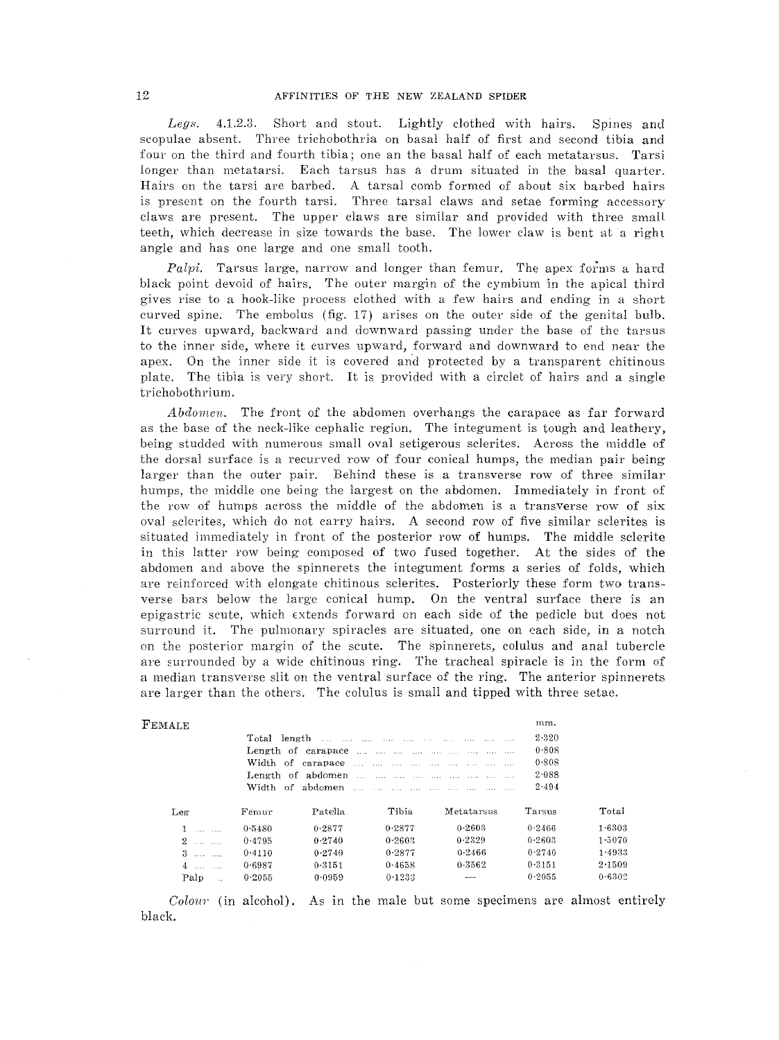*Legs.* 4.1.2.3. Short and stout. Lightly clothed with hairs. Spines and scopulae absent. Three trichobothria on basal half of first and second tibia and four on the third and fourth tibia; one an the basal half of each metatarsus. Tarsi longer than metatarsi. Each tarsus has a drum situated in the basal quarter. Hairs on the tarsi are barbed. A tarsal comb formed of about six barbed hairs is present on the fourth tarsi. Three tarsal claws and setae forming accessory claws are present. The upper claws are similar and provided with three small teeth, which decrease in size towards the base. The lower claw is bent at a right angle and has one large and one small tooth.

*Palpi.* Tarsus large, narrow and longer than femur. The apex forms a hard black point devoid of hairs. The outer margin of the cymbium in the apical third gives rise to a hook-like process clothed with a few hairs and ending in a short curved spine. The embolus (fig. 17) arises on the outer side of the genital bulb. It curves upward, backward and downward passing under the base of the tarsus to the inner side, where it curves upward, forward and downward to end near the apex. On the inner side it is covered and protected by a transparent chitinous plate. The tibia is very short. It is provided with a circlet of hairs and a single trichobothrium.

*Abdomen.* The front of the abdomen overhangs the carapace as far forward as the base of the neck-like cephalic region. The integument is tough and leathery, being studded with numerous small oval setigerous sclerites. Across the middle of the dorsal surface is a recurved row of four conical humps, the median pair being larger than the outer pair. Behind these is a transverse row of three similar humps, the middle one being the largest on the abdomen. Immediately in front of the row of humps across the middle of the abdomen is a transverse row of six oval sclerites, which do not carry hairs. A second row of five similar sclerites is situated immediately in front of the posterior row of humps. The middle sclerite in this latter row being composed of two fused together. At the sides of the abdomen and above the spinnerets the integument forms a series of folds, which are reinforced with elongate chitinous sclerites. Posteriorly these form two transverse bars below the large conical hump. On the ventral surface there is an epigastric scute, which extends forward on each side of the pedicle but does not surround it. The pulmonary spiracles are situated, one on each side, in a notch on the posterior margin of the scute. The spinnerets, colulus and anal tubercle are surrounded by a wide chitinous ring. The tracheal spiracle is in the form of a median transverse slit on the ventral surface of the ring. The anterior spinnerets are larger than the others. The colulus is small and tipped with three setae.

FEMALE

| | mm. |
|---|---|
| Total length | 2·320 |
| Length of carapace | 0·808 |
| Width of carapace | 0·808 |
| Length of abdomen | 2·088 |
| Width of abdomen | 2·494 |

| Leg | Femur | Patella | Tibia | Metatarsus | Tarsus | Total |
|---|---|---|---|---|---|---|
| 1 | 0·5480 | 0·2877 | 0·2877 | 0·2603 | 0·2466 | 1·6303 |
| 2 | 0·4795 | 0·2740 | 0·2603 | 0·2329 | 0·2603 | 1·5070 |
| 3 | 0·4110 | 0·2740 | 0·2877 | 0·2466 | 0·2740 | 1·4933 |
| 4 | 0·6987 | 0·3151 | 0·4658 | 0·3562 | 0·3151 | 2·1509 |
| Palp | 0·2055 | 0·0959 | 0·1233 | — | 0·2055 | 0·6302 |

*Colour* (in alcohol). As in the male but some specimens are almost entirely black.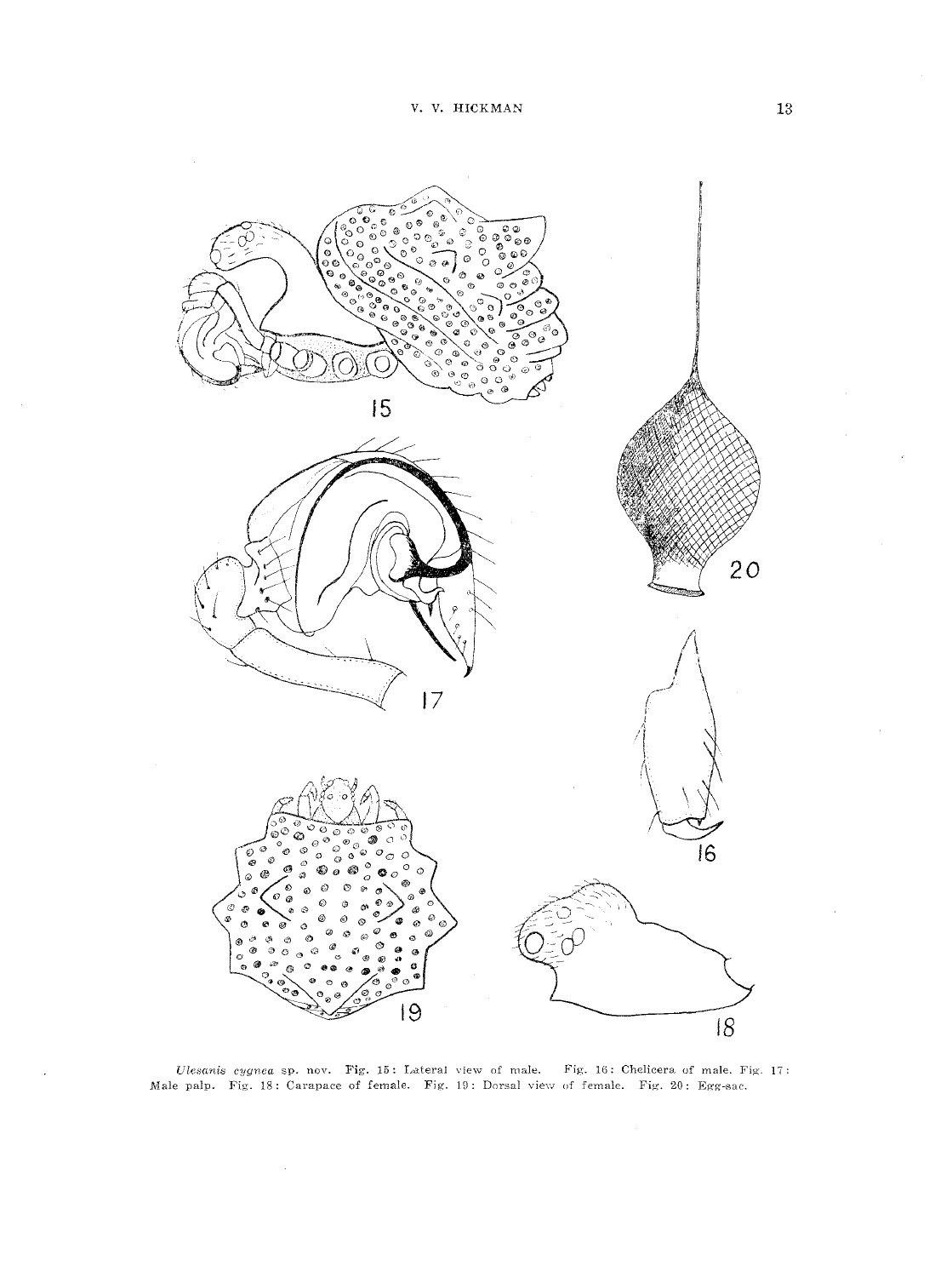*Ulesanis cygnea* sp. nov. Fig. 15: Lateral view of male. Fig. 16: Chelicera of male. Fig. 17: Male palp. Fig. 18: Carapace of female. Fig. 19: Dorsal view of female. Fig. 20: Egg-sac.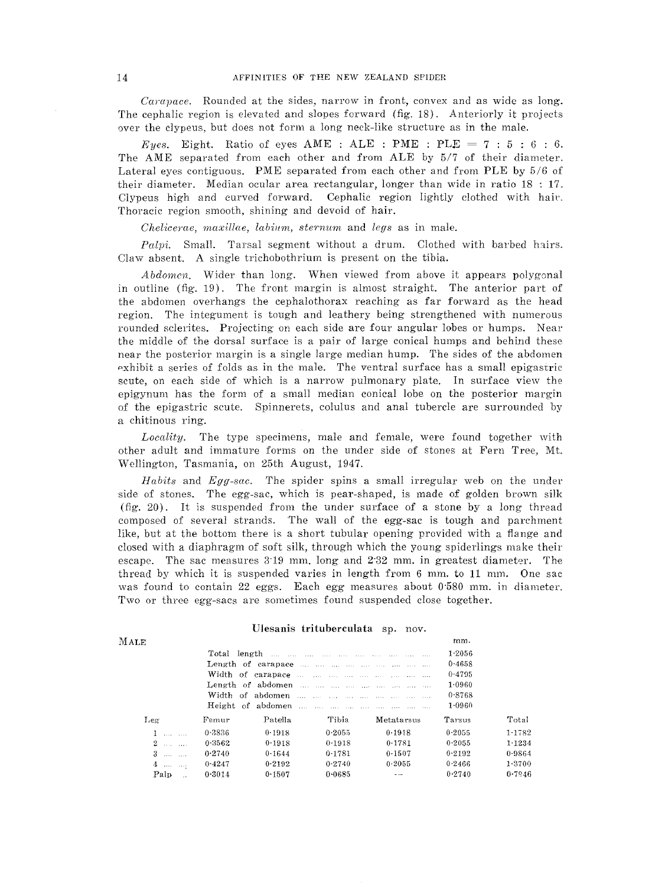*Carapace.* Rounded at the sides, narrow in front, convex and as wide as long. The cephalic region is elevated and slopes forward (fig. 18). Anteriorly it projects over the clypeus, but does not form a long neck-like structure as in the male.

*Eyes.* Eight. Ratio of eyes AME : ALE : PME : PLE = 7 : 5 : 6 : 6. The AME separated from each other and from ALE by 5/7 of their diameter. Lateral eyes contiguous. PME separated from each other and from PLE by 5/6 of their diameter. Median ocular area rectangular, longer than wide in ratio 18 : 17. Clypeus high and curved forward. Cephalic region lightly clothed with hair. Thoracic region smooth, shining and devoid of hair.

*Chelicerae, maxillae, labium, sternum* and *legs* as in male.

*Palpi.* Small. Tarsal segment without a drum. Clothed with barbed hairs. Claw absent. A single trichobothrium is present on the tibia.

*Abdomen.* Wider than long. When viewed from above it appears polygonal in outline (fig. 19). The front margin is almost straight. The anterior part of the abdomen overhangs the cephalothorax reaching as far forward as the head region. The integument is tough and leathery being strengthened with numerous rounded sclerites. Projecting on each side are four angular lobes or humps. Near the middle of the dorsal surface is a pair of large conical humps and behind these near the posterior margin is a single large median hump. The sides of the abdomen exhibit a series of folds as in the male. The ventral surface has a small epigastric scute, on each side of which is a narrow pulmonary plate. In surface view the epigynum has the form of a small median conical lobe on the posterior margin of the epigastric scute. Spinnerets, colulus and anal tubercle are surrounded by a chitinous ring.

*Locality.* The type specimens, male and female, were found together with other adult and immature forms on the under side of stones at Fern Tree, Mt. Wellington, Tasmania, on 25th August, 1947.

*Habits* and *Egg-sac.* The spider spins a small irregular web on the under side of stones. The egg-sac, which is pear-shaped, is made of golden brown silk (fig. 20). It is suspended from the under surface of a stone by a long thread composed of several strands. The wall of the egg-sac is tough and parchment like, but at the bottom there is a short tubular opening provided with a flange and closed with a diaphragm of soft silk, through which the young spiderlings make their escape. The sac measures 3·19 mm. long and 2·32 mm. in greatest diameter. The thread by which it is suspended varies in length from 6 mm. to 11 mm. One sac was found to contain 22 eggs. Each egg measures about 0·580 mm. in diameter. Two or three egg-sacs are sometimes found suspended close together.

### Ulesanis trituberculata sp. nov.

MALE

| | mm. |
|---|---|
| Total length | 1·2056 |
| Length of carapace | 0·4658 |
| Width of carapace | 0·4795 |
| Length of abdomen | 1·0960 |
| Width of abdomen | 0·8768 |
| Height of abdomen | 1·0960 |

| Leg | Femur | Patella | Tibia | Metatarsus | Tarsus | Total |
|---|---|---|---|---|---|---|
| 1 | 0·3836 | 0·1918 | 0·2055 | 0·1918 | 0·2055 | 1·1782 |
| 2 | 0·3562 | 0·1918 | 0·1918 | 0·1781 | 0·2055 | 1·1234 |
| 3 | 0·2740 | 0·1644 | 0·1781 | 0·1507 | 0·2192 | 0·9864 |
| 4 | 0·4247 | 0·2192 | 0·2740 | 0·2055 | 0·2466 | 1·3700 |
| Palp | 0·3014 | 0·1507 | 0·0685 | — | 0·2740 | 0·7946 |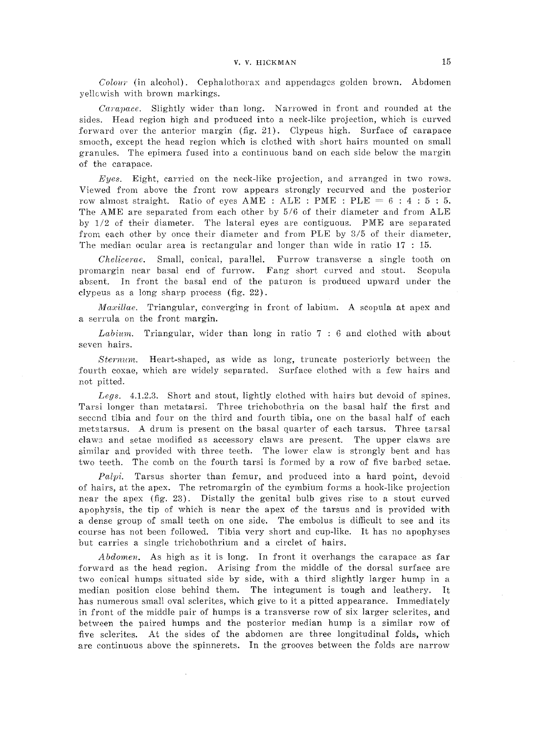*Colour* (in alcohol). Cephalothorax and appendages golden brown. Abdomen yellowish with brown markings.

*Carapace.* Slightly wider than long. Narrowed in front and rounded at the sides. Head region high and produced into a neck-like projection, which is curved forward over the anterior margin (fig. 21). Clypeus high. Surface of carapace smooth, except the head region which is clothed with short hairs mounted on small granules. The epimera fused into a continuous band on each side below the margin of the carapace.

*Eyes.* Eight, carried on the neck-like projection, and arranged in two rows. Viewed from above the front row appears strongly recurved and the posterior row almost straight. Ratio of eyes AME : ALE : PME : PLE = 6 : 4 : 5 : 5. The AME are separated from each other by 5/6 of their diameter and from ALE by 1/2 of their diameter. The lateral eyes are contiguous. PME are separated from each other by once their diameter and from PLE by 3/5 of their diameter. The median ocular area is rectangular and longer than wide in ratio 17 : 15.

*Chelicerae.* Small, conical, parallel. Furrow transverse a single tooth on promargin near basal end of furrow. Fang short curved and stout. Scopula absent. In front the basal end of the paturon is produced upward under the clypeus as a long sharp process (fig. 22).

*Maxillae.* Triangular, converging in front of labium. A scopula at apex and a serrula on the front margin.

*Labium.* Triangular, wider than long in ratio 7 : 6 and clothed with about seven hairs.

*Sternum.* Heart-shaped, as wide as long, truncate posteriorly between the fourth coxae, which are widely separated. Surface clothed with a few hairs and not pitted.

*Legs.* 4.1.2.3. Short and stout, lightly clothed with hairs but devoid of spines. Tarsi longer than metatarsi. Three trichobothria on the basal half the first and second tibia and four on the third and fourth tibia, one on the basal half of each metatarsus. A drum is present on the basal quarter of each tarsus. Three tarsal claws and setae modified as accessory claws are present. The upper claws are similar and provided with three teeth. The lower claw is strongly bent and has two teeth. The comb on the fourth tarsi is formed by a row of five barbed setae.

*Palpi.* Tarsus shorter than femur, and produced into a hard point, devoid of hairs, at the apex. The retromargin of the cymbium forms a hook-like projection near the apex (fig. 23). Distally the genital bulb gives rise to a stout curved apophysis, the tip of which is near the apex of the tarsus and is provided with a dense group of small teeth on one side. The embolus is difficult to see and its course has not been followed. Tibia very short and cup-like. It has no apophyses but carries a single trichobothrium and a circlet of hairs.

*Abdomen.* As high as it is long. In front it overhangs the carapace as far forward as the head region. Arising from the middle of the dorsal surface are two conical humps situated side by side, with a third slightly larger hump in a median position close behind them. The integument is tough and leathery. It has numerous small oval sclerites, which give to it a pitted appearance. Immediately in front of the middle pair of humps is a transverse row of six larger sclerites, and between the paired humps and the posterior median hump is a similar row of five sclerites. At the sides of the abdomen are three longitudinal folds, which are continuous above the spinnerets. In the grooves between the folds are narrow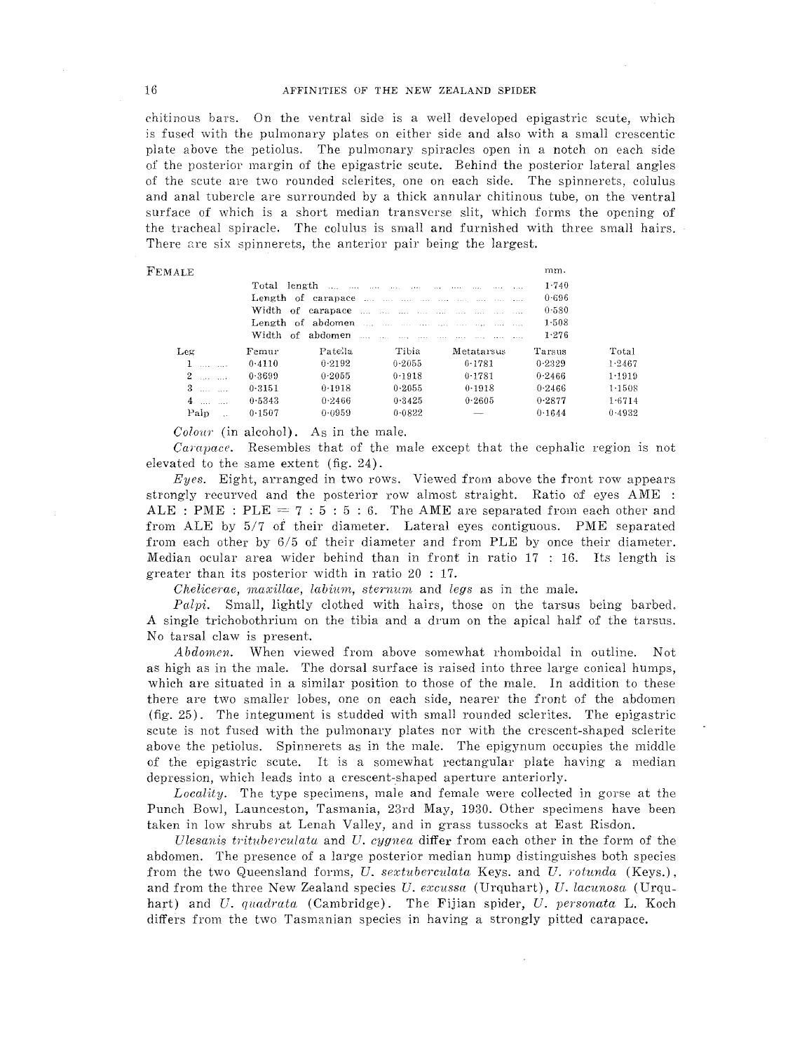chitinous bars. On the ventral side is a well developed epigastric scute, which is fused with the pulmonary plates on either side and also with a small crescentic plate above the petiolus. The pulmonary spiracles open in a notch on each side of the posterior margin of the epigastric scute. Behind the posterior lateral angles of the scute are two rounded sclerites, one on each side. The spinnerets, colulus and anal tubercle are surrounded by a thick annular chitinous tube, on the ventral surface of which is a short median transverse slit, which forms the opening of the tracheal spiracle. The colulus is small and furnished with three small hairs. There are six spinnerets, the anterior pair being the largest.

FEMALE

| | mm. |
|---|---|
| Total length | 1·740 |
| Length of carapace | 0·696 |
| Width of carapace | 0·580 |
| Length of abdomen | 1·508 |
| Width of abdomen | 1·276 |

| Leg | Femur | Patella | Tibia | Metatarsus | Tarsus | Total |
|---|---|---|---|---|---|---|
| 1 | 0·4110 | 0·2192 | 0·2055 | 0·1781 | 0·2329 | 1·2467 |
| 2 | 0·3699 | 0·2055 | 0·1918 | 0·1781 | 0·2466 | 1·1919 |
| 3 | 0·3151 | 0·1918 | 0·2055 | 0·1918 | 0·2466 | 1·1508 |
| 4 | 0·5343 | 0·2466 | 0·3425 | 0·2605 | 0·2877 | 1·6714 |
| Palp | 0·1507 | 0·0959 | 0·0822 | — | 0·1644 | 0·4932 |

*Colour* (in alcohol). As in the male.

*Carapace.* Resembles that of the male except that the cephalic region is not elevated to the same extent (fig. 24).

*Eyes.* Eight, arranged in two rows. Viewed from above the front row appears strongly recurved and the posterior row almost straight. Ratio of eyes AME : ALE : PME : PLE = 7 : 5 : 5 : 6. The AME are separated from each other and from ALE by 5/7 of their diameter. Lateral eyes contiguous. PME separated from each other by 6/5 of their diameter and from PLE by once their diameter. Median ocular area wider behind than in front in ratio 17 : 16. Its length is greater than its posterior width in ratio 20 : 17.

*Chelicerae, maxillae, labium, sternum* and *legs* as in the male.

*Palpi.* Small, lightly clothed with hairs, those on the tarsus being barbed. A single trichobothrium on the tibia and a drum on the apical half of the tarsus. No tarsal claw is present.

*Abdomen.* When viewed from above somewhat rhomboidal in outline. Not as high as in the male. The dorsal surface is raised into three large conical humps, which are situated in a similar position to those of the male. In addition to these there are two smaller lobes, one on each side, nearer the front of the abdomen (fig. 25). The integument is studded with small rounded sclerites. The epigastric scute is not fused with the pulmonary plates nor with the crescent-shaped sclerite above the petiolus. Spinnerets as in the male. The epigynum occupies the middle of the epigastric scute. It is a somewhat rectangular plate having a median depression, which leads into a crescent-shaped aperture anteriorly.

*Locality.* The type specimens, male and female were collected in gorse at the Punch Bowl, Launceston, Tasmania, 23rd May, 1930. Other specimens have been taken in low shrubs at Lenah Valley, and in grass tussocks at East Risdon.

*Ulesanis trituberculata* and *U. cygnea* differ from each other in the form of the abdomen. The presence of a large posterior median hump distinguishes both species from the two Queensland forms, *U. sextuberculata* Keys. and *U. rotunda* (Keys.), and from the three New Zealand species *U. excussa* (Urquhart), *U. lacunosa* (Urquhart) and *U. quadrata* (Cambridge). The Fijian spider, *U. personata* L. Koch differs from the two Tasmanian species in having a strongly pitted carapace.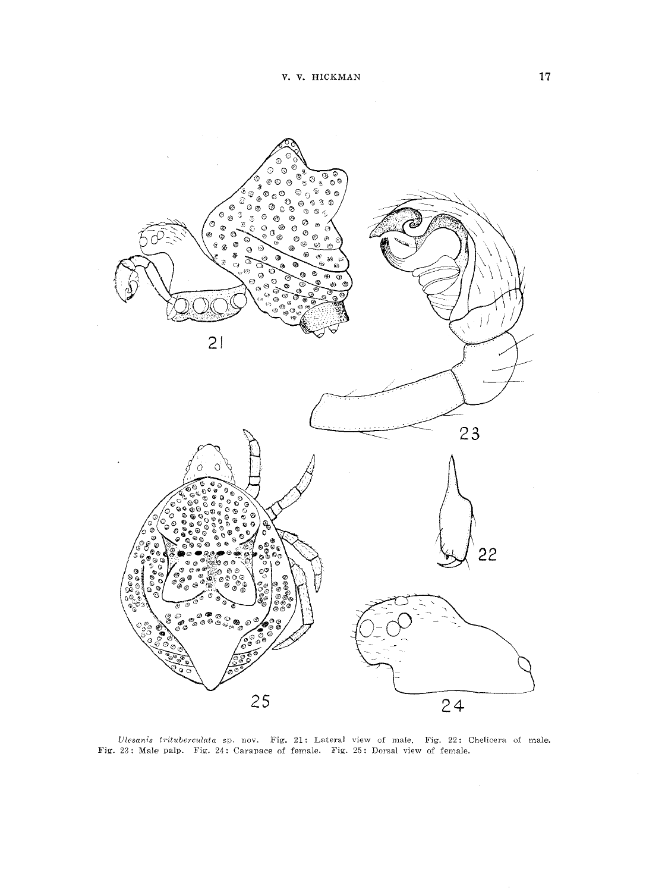*Ulesanis trituberculata* sp. nov. Fig. 21: Lateral view of male. Fig. 22: Chelicera of male. Fig. 23: Male palp. Fig. 24: Carapace of female. Fig. 25: Dorsal view of female.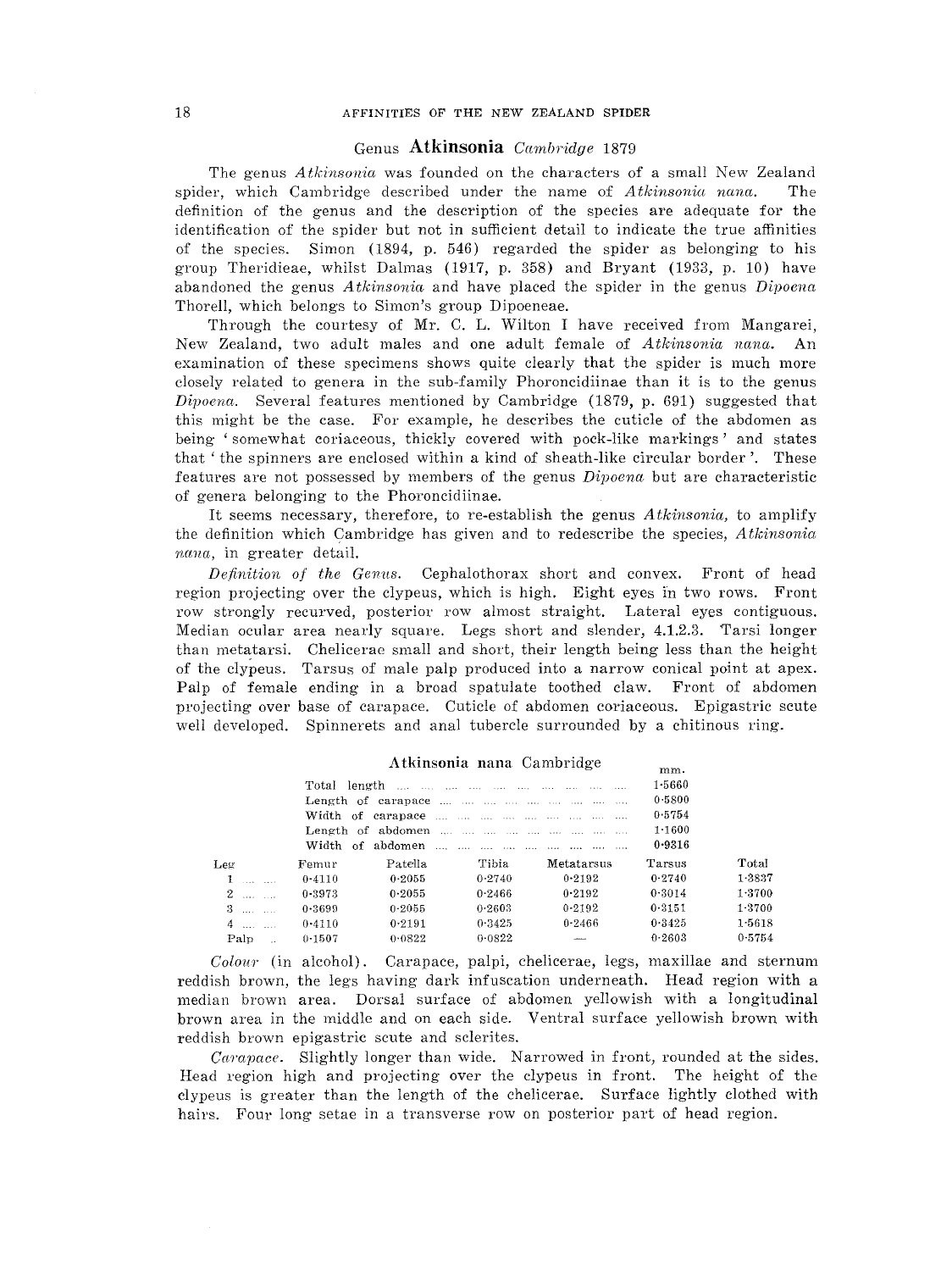## Genus **Atkinsonia** *Cambridge* 1879

The genus *Atkinsonia* was founded on the characters of a small New Zealand spider, which Cambridge described under the name of *Atkinsonia nana*. The definition of the genus and the description of the species are adequate for the identification of the spider but not in sufficient detail to indicate the true affinities of the species. Simon (1894, p. 546) regarded the spider as belonging to his group Theridieae, whilst Dalmas (1917, p. 358) and Bryant (1933, p. 10) have abandoned the genus *Atkinsonia* and have placed the spider in the genus *Dipoena* Thorell, which belongs to Simon's group Dipoeneae.

Through the courtesy of Mr. C. L. Wilton I have received from Mangarei, New Zealand, two adult males and one adult female of *Atkinsonia nana*. An examination of these specimens shows quite clearly that the spider is much more closely related to genera in the sub-family Phoroncidiinae than it is to the genus *Dipoena*. Several features mentioned by Cambridge (1879, p. 691) suggested that this might be the case. For example, he describes the cuticle of the abdomen as being 'somewhat coriaceous, thickly covered with pock-like markings' and states that 'the spinners are enclosed within a kind of sheath-like circular border'. These features are not possessed by members of the genus *Dipoena* but are characteristic of genera belonging to the Phoroncidiinae.

It seems necessary, therefore, to re-establish the genus *Atkinsonia*, to amplify the definition which Cambridge has given and to redescribe the species, *Atkinsonia nana*, in greater detail.

*Definition of the Genus.* Cephalothorax short and convex. Front of head region projecting over the clypeus, which is high. Eight eyes in two rows. Front row strongly recurved, posterior row almost straight. Lateral eyes contiguous. Median ocular area nearly square. Legs short and slender, 4.1.2.3. Tarsi longer than metatarsi. Chelicerae small and short, their length being less than the height of the clypeus. Tarsus of male palp produced into a narrow conical point at apex. Palp of female ending in a broad spatulate toothed claw. Front of abdomen projecting over base of carapace. Cuticle of abdomen coriaceous. Epigastric scute well developed. Spinnerets and anal tubercle surrounded by a chitinous ring.

**Atkinsonia nana Cambridge**

| | mm. |
|---|---|
| Total length | 1·5660 |
| Length of carapace | 0·5800 |
| Width of carapace | 0·5754 |
| Length of abdomen | 1·1600 |
| Width of abdomen | 0·9316 |

| Leg | Femur | Patella | Tibia | Metatarsus | Tarsus | Total |
|---|---|---|---|---|---|---|
| 1 | 0·4110 | 0·2055 | 0·2740 | 0·2192 | 0·2740 | 1·3837 |
| 2 | 0·3973 | 0·2055 | 0·2466 | 0·2192 | 0·3014 | 1·3700 |
| 3 | 0·3699 | 0·2055 | 0·2603 | 0·2192 | 0·3151 | 1·3700 |
| 4 | 0·4110 | 0·2191 | 0·3425 | 0·2466 | 0·3425 | 1·5618 |
| Palp | 0·1507 | 0·0822 | 0·0822 | — | 0·2603 | 0·5754 |

*Colour* (in alcohol). Carapace, palpi, chelicerae, legs, maxillae and sternum reddish brown, the legs having dark infuscation underneath. Head region with a median brown area. Dorsal surface of abdomen yellowish with a longitudinal brown area in the middle and on each side. Ventral surface yellowish brown with reddish brown epigastric scute and sclerites.

*Carapace.* Slightly longer than wide. Narrowed in front, rounded at the sides. Head region high and projecting over the clypeus in front. The height of the clypeus is greater than the length of the chelicerae. Surface lightly clothed with hairs. Four long setae in a transverse row on posterior part of head region.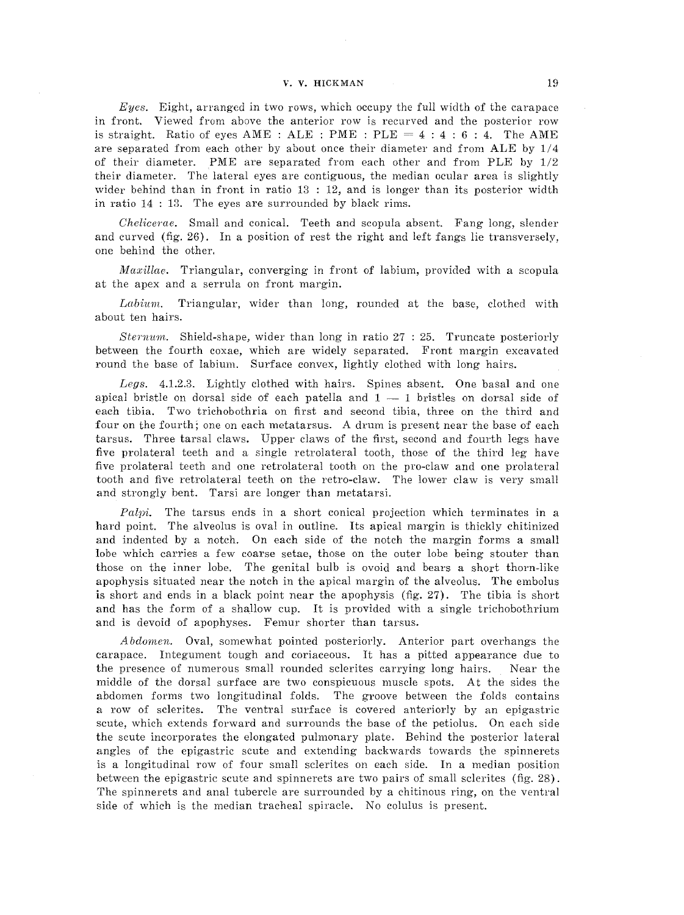*Eyes.* Eight, arranged in two rows, which occupy the full width of the carapace in front. Viewed from above the anterior row is recurved and the posterior row is straight. Ratio of eyes AME : ALE : PME : PLE = 4 : 4 : 6 : 4. The AME are separated from each other by about once their diameter and from ALE by 1/4 of their diameter. PME are separated from each other and from PLE by 1/2 their diameter. The lateral eyes are contiguous, the median ocular area is slightly wider behind than in front in ratio 13 : 12, and is longer than its posterior width in ratio 14 : 13. The eyes are surrounded by black rims.

*Chelicerae.* Small and conical. Teeth and scopula absent. Fang long, slender and curved (fig. 26). In a position of rest the right and left fangs lie transversely, one behind the other.

*Maxillae.* Triangular, converging in front of labium, provided with a scopula at the apex and a serrula on front margin.

*Labium.* Triangular, wider than long, rounded at the base, clothed with about ten hairs.

*Sternum.* Shield-shape, wider than long in ratio 27 : 25. Truncate posteriorly between the fourth coxae, which are widely separated. Front margin excavated round the base of labium. Surface convex, lightly clothed with long hairs.

*Legs.* 4.1.2.3. Lightly clothed with hairs. Spines absent. One basal and one apical bristle on dorsal side of each patella and 1 — 1 bristles on dorsal side of each tibia. Two trichobothria on first and second tibia, three on the third and four on the fourth; one on each metatarsus. A drum is present near the base of each tarsus. Three tarsal claws. Upper claws of the first, second and fourth legs have five prolateral teeth and a single retrolateral tooth, those of the third leg have five prolateral teeth and one retrolateral tooth on the pro-claw and one prolateral tooth and five retrolateral teeth on the retro-claw. The lower claw is very small and strongly bent. Tarsi are longer than metatarsi.

*Palpi.* The tarsus ends in a short conical projection which terminates in a hard point. The alveolus is oval in outline. Its apical margin is thickly chitinized and indented by a notch. On each side of the notch the margin forms a small lobe which carries a few coarse setae, those on the outer lobe being stouter than those on the inner lobe. The genital bulb is ovoid and bears a short thorn-like apophysis situated near the notch in the apical margin of the alveolus. The embolus is short and ends in a black point near the apophysis (fig. 27). The tibia is short and has the form of a shallow cup. It is provided with a single trichobothrium and is devoid of apophyses. Femur shorter than tarsus.

*Abdomen.* Oval, somewhat pointed posteriorly. Anterior part overhangs the carapace. Integument tough and coriaceous. It has a pitted appearance due to the presence of numerous small rounded sclerites carrying long hairs. Near the middle of the dorsal surface are two conspicuous muscle spots. At the sides the abdomen forms two longitudinal folds. The groove between the folds contains a row of sclerites. The ventral surface is covered anteriorly by an epigastric scute, which extends forward and surrounds the base of the petiolus. On each side the scute incorporates the elongated pulmonary plate. Behind the posterior lateral angles of the epigastric scute and extending backwards towards the spinnerets is a longitudinal row of four small sclerites on each side. In a median position between the epigastric scute and spinnerets are two pairs of small sclerites (fig. 28). The spinnerets and anal tubercle are surrounded by a chitinous ring, on the ventral side of which is the median tracheal spiracle. No colulus is present.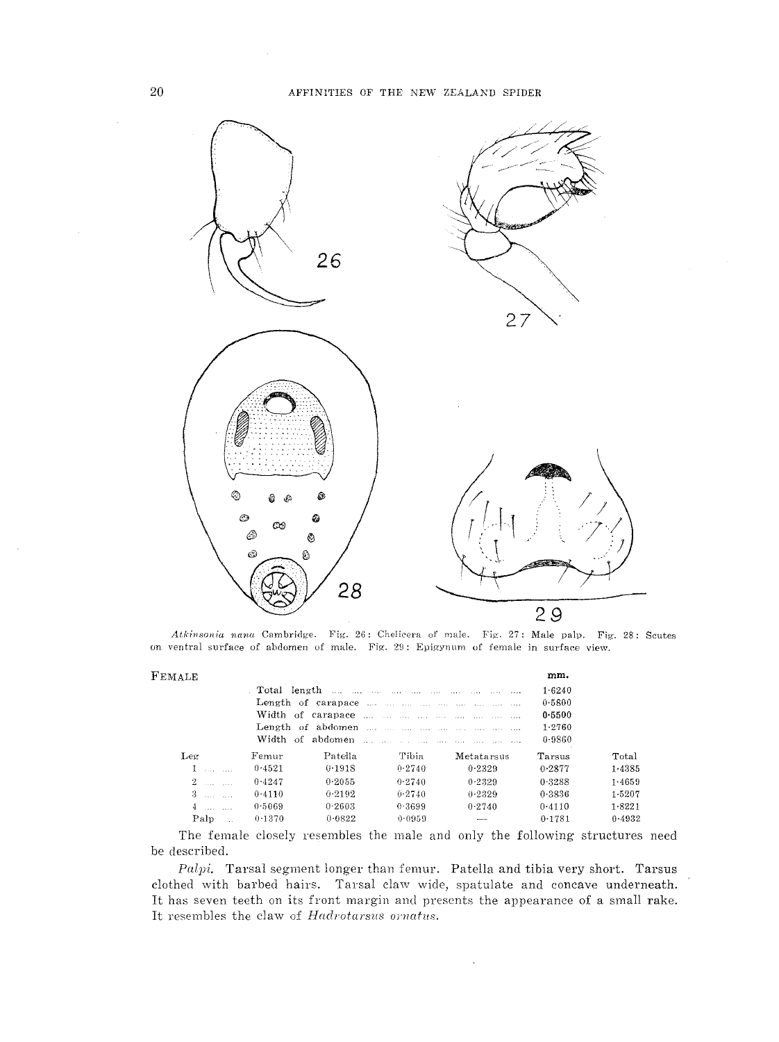*Atkinsonia nana* Cambridge. Fig. 26: Chelicera of male. Fig. 27: Male palp. Fig. 28: Scutes on ventral surface of abdomen of male. Fig. 29: Epigynum of female in surface view.

FEMALE

| | mm. |
|---|---|
| Total length | 1·6240 |
| Length of carapace | 0·5800 |
| Width of carapace | 0·5500 |
| Length of abdomen | 1·2760 |
| Width of abdomen | 0·9860 |

| Leg | Femur | Patella | Tibia | Metatarsus | Tarsus | Total |
|---|---|---|---|---|---|---|
| 1 | 0·4521 | 0·1918 | 0·2740 | 0·2329 | 0·2877 | 1·4385 |
| 2 | 0·4247 | 0·2055 | 0·2740 | 0·2329 | 0·3288 | 1·4659 |
| 3 | 0·4110 | 0·2192 | 0·2740 | 0·2329 | 0·3836 | 1·5207 |
| 4 | 0·5069 | 0·2603 | 0·3699 | 0·2740 | 0·4110 | 1·8221 |
| Palp | 0·1370 | 0·0822 | 0·0959 | — | 0·1781 | 0·4932 |

The female closely resembles the male and only the following structures need be described.

*Palpi.* Tarsal segment longer than femur. Patella and tibia very short. Tarsus clothed with barbed hairs. Tarsal claw wide, spatulate and concave underneath. It has seven teeth on its front margin and presents the appearance of a small rake. It resembles the claw of *Hadrotarsus ornatus*.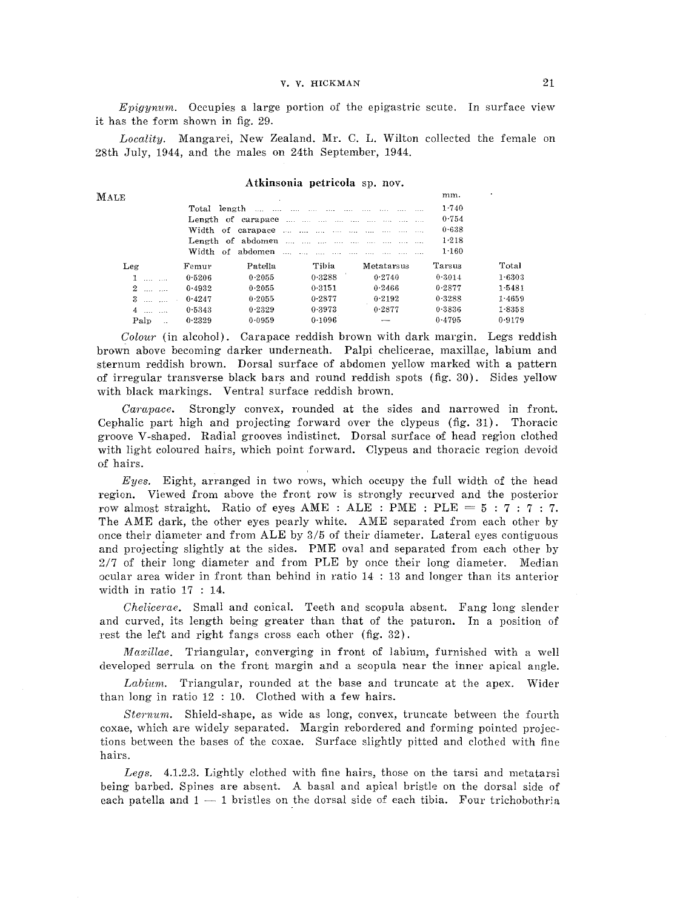*Epigynum.* Occupies a large portion of the epigastric scute. In surface view it has the form shown in fig. 29.

*Locality.* Mangarei, New Zealand. Mr. C. L. Wilton collected the female on 28th July, 1944, and the males on 24th September, 1944.

### Atkinsonia petricola sp. nov.

MALE

| | mm. |
|---|---|
| Total length | 1·740 |
| Length of carapace | 0·754 |
| Width of carapace | 0·638 |
| Length of abdomen | 1·218 |
| Width of abdomen | 1·160 |

| Leg | Femur | Patella | Tibia | Metatarsus | Tarsus | Total |
|---|---|---|---|---|---|---|
| 1 | 0·5206 | 0·2055 | 0·3288 | 0·2740 | 0·3014 | 1·6303 |
| 2 | 0·4932 | 0·2055 | 0·3151 | 0·2466 | 0·2877 | 1·5481 |
| 3 | 0·4247 | 0·2055 | 0·2877 | 0·2192 | 0·3288 | 1·4659 |
| 4 | 0·5343 | 0·2329 | 0·3973 | 0·2877 | 0·3836 | 1·8358 |
| Palp | 0·2329 | 0·0959 | 0·1096 | — | 0·4795 | 0·9179 |

*Colour* (in alcohol). Carapace reddish brown with dark margin. Legs reddish brown above becoming darker underneath. Palpi chelicerae, maxillae, labium and sternum reddish brown. Dorsal surface of abdomen yellow marked with a pattern of irregular transverse black bars and round reddish spots (fig. 30). Sides yellow with black markings. Ventral surface reddish brown.

*Carapace.* Strongly convex, rounded at the sides and narrowed in front. Cephalic part high and projecting forward over the clypeus (fig. 31). Thoracic groove V-shaped. Radial grooves indistinct. Dorsal surface of head region clothed with light coloured hairs, which point forward. Clypeus and thoracic region devoid of hairs.

*Eyes.* Eight, arranged in two rows, which occupy the full width of the head region. Viewed from above the front row is strongly recurved and the posterior row almost straight. Ratio of eyes AME : ALE : PME : PLE = 5 : 7 : 7 : 7. The AME dark, the other eyes pearly white. AME separated from each other by once their diameter and from ALE by 3/5 of their diameter. Lateral eyes contiguous and projecting slightly at the sides. PME oval and separated from each other by 2/7 of their long diameter and from PLE by once their long diameter. Median ocular area wider in front than behind in ratio 14 : 13 and longer than its anterior width in ratio 17 : 14.

*Chelicerae.* Small and conical. Teeth and scopula absent. Fang long slender and curved, its length being greater than that of the paturon. In a position of rest the left and right fangs cross each other (fig. 32).

*Maxillae.* Triangular, converging in front of labium, furnished with a well developed serrula on the front margin and a scopula near the inner apical angle.

*Labium.* Triangular, rounded at the base and truncate at the apex. Wider than long in ratio 12 : 10. Clothed with a few hairs.

*Sternum.* Shield-shape, as wide as long, convex, truncate between the fourth coxae, which are widely separated. Margin rebordered and forming pointed projections between the bases of the coxae. Surface slightly pitted and clothed with fine hairs.

*Legs.* 4.1.2.3. Lightly clothed with fine hairs, those on the tarsi and metatarsi being barbed. Spines are absent. A basal and apical bristle on the dorsal side of each patella and 1 — 1 bristles on the dorsal side of each tibia. Four trichobothria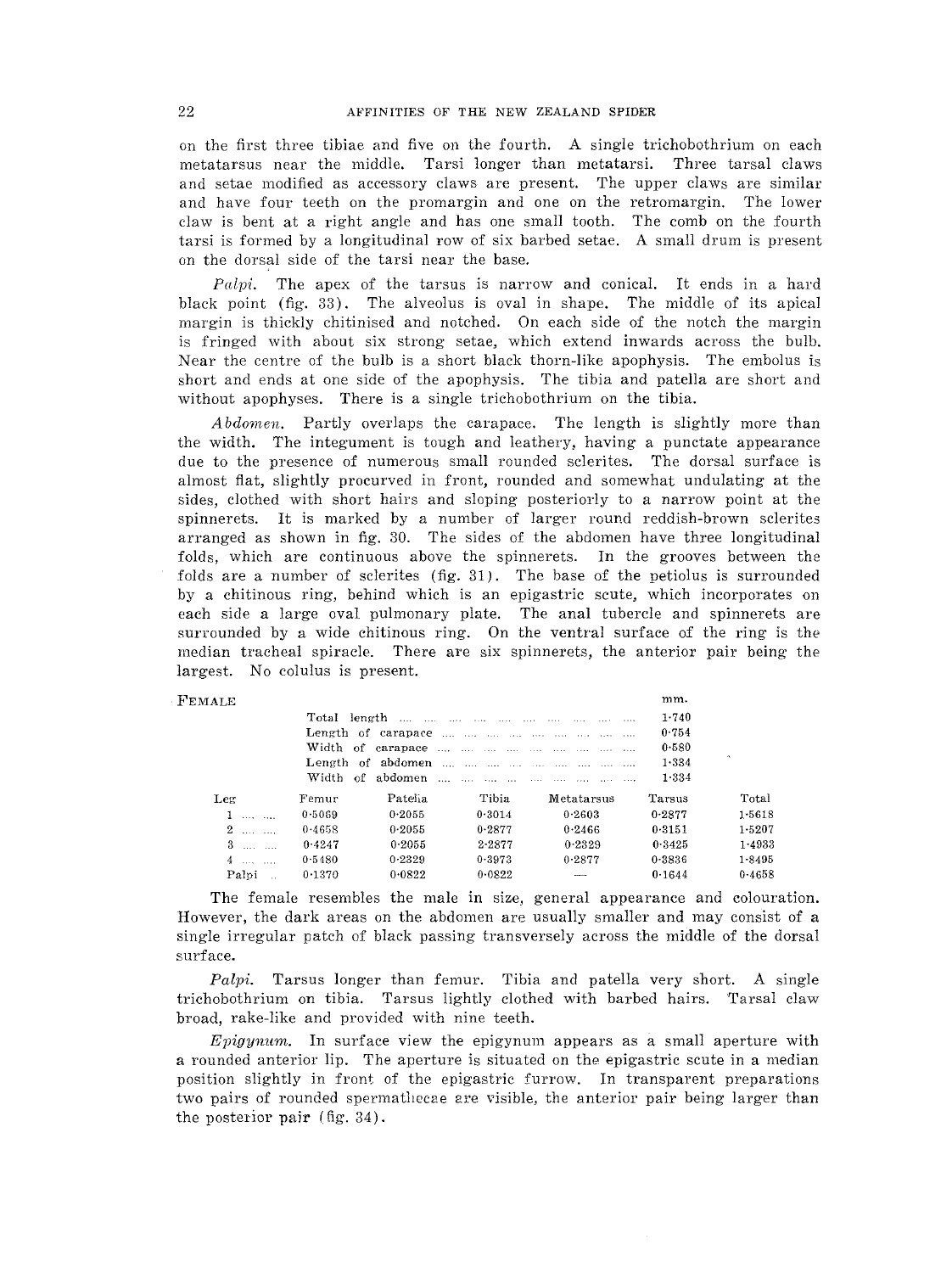on the first three tibiae and five on the fourth. A single trichobothrium on each metatarsus near the middle. Tarsi longer than metatarsi. Three tarsal claws and setae modified as accessory claws are present. The upper claws are similar and have four teeth on the promargin and one on the retromargin. The lower claw is bent at a right angle and has one small tooth. The comb on the fourth tarsi is formed by a longitudinal row of six barbed setae. A small drum is present on the dorsal side of the tarsi near the base.

*Palpi.* The apex of the tarsus is narrow and conical. It ends in a hard black point (fig. 33). The alveolus is oval in shape. The middle of its apical margin is thickly chitinised and notched. On each side of the notch the margin is fringed with about six strong setae, which extend inwards across the bulb. Near the centre of the bulb is a short black thorn-like apophysis. The embolus is short and ends at one side of the apophysis. The tibia and patella are short and without apophyses. There is a single trichobothrium on the tibia.

*Abdomen.* Partly overlaps the carapace. The length is slightly more than the width. The integument is tough and leathery, having a punctate appearance due to the presence of numerous small rounded sclerites. The dorsal surface is almost flat, slightly procurved in front, rounded and somewhat undulating at the sides, clothed with short hairs and sloping posteriorly to a narrow point at the spinnerets. It is marked by a number of larger round reddish-brown sclerites arranged as shown in fig. 30. The sides of the abdomen have three longitudinal folds, which are continuous above the spinnerets. In the grooves between the folds are a number of sclerites (fig. 31). The base of the petiolus is surrounded by a chitinous ring, behind which is an epigastric scute, which incorporates on each side a large oval pulmonary plate. The anal tubercle and spinnerets are surrounded by a wide chitinous ring. On the ventral surface of the ring is the median tracheal spiracle. There are six spinnerets, the anterior pair being the largest. No colulus is present.

FEMALE

| | mm. |
|---|---|
| Total length | 1·740 |
| Length of carapace | 0·754 |
| Width of carapace | 0·580 |
| Length of abdomen | 1·334 |
| Width of abdomen | 1·334 |

| Leg | Femur | Patella | Tibia | Metatarsus | Tarsus | Total |
|---|---|---|---|---|---|---|
| 1 | 0·5069 | 0·2055 | 0·3014 | 0·2603 | 0·2877 | 1·5618 |
| 2 | 0·4658 | 0·2055 | 0·2877 | 0·2466 | 0·3151 | 1·5207 |
| 3 | 0·4247 | 0·2055 | 2·2877 | 0·2329 | 0·3425 | 1·4933 |
| 4 | 0·5480 | 0·2329 | 0·3973 | 0·2877 | 0·3836 | 1·8495 |
| Palpi | 0·1370 | 0·0822 | 0·0822 | — | 0·1644 | 0·4658 |

The female resembles the male in size, general appearance and colouration. However, the dark areas on the abdomen are usually smaller and may consist of a single irregular patch of black passing transversely across the middle of the dorsal surface.

*Palpi.* Tarsus longer than femur. Tibia and patella very short. A single trichobothrium on tibia. Tarsus lightly clothed with barbed hairs. Tarsal claw broad, rake-like and provided with nine teeth.

*Epigynum.* In surface view the epigynum appears as a small aperture with a rounded anterior lip. The aperture is situated on the epigastric scute in a median position slightly in front of the epigastric furrow. In transparent preparations two pairs of rounded spermathecae are visible, the anterior pair being larger than the posterior pair (fig. 34).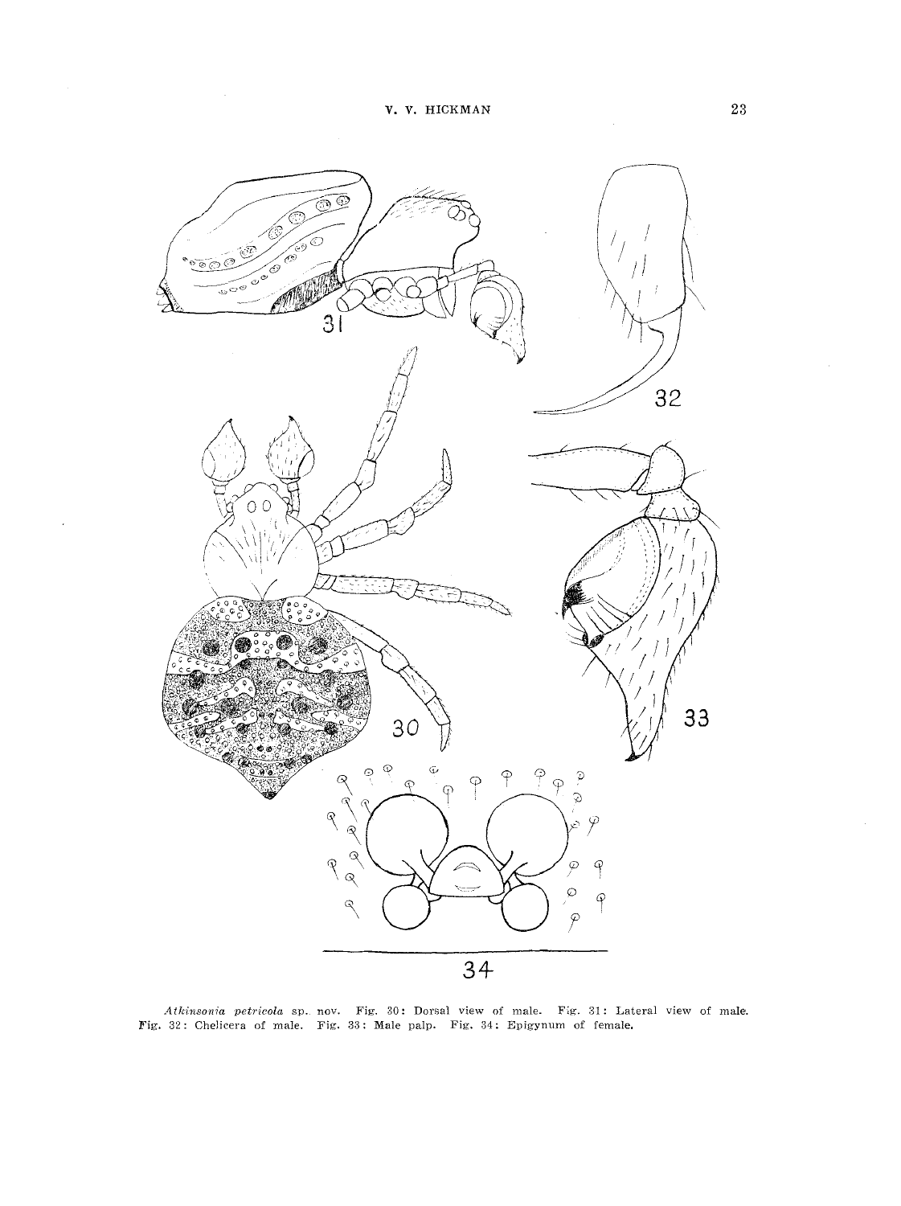31

32

30

33

34

*Atkinsonia petricola* sp. nov. Fig. 30: Dorsal view of male. Fig. 31: Lateral view of male. Fig. 32: Chelicera of male. Fig. 33: Male palp. Fig. 34: Epigynum of female.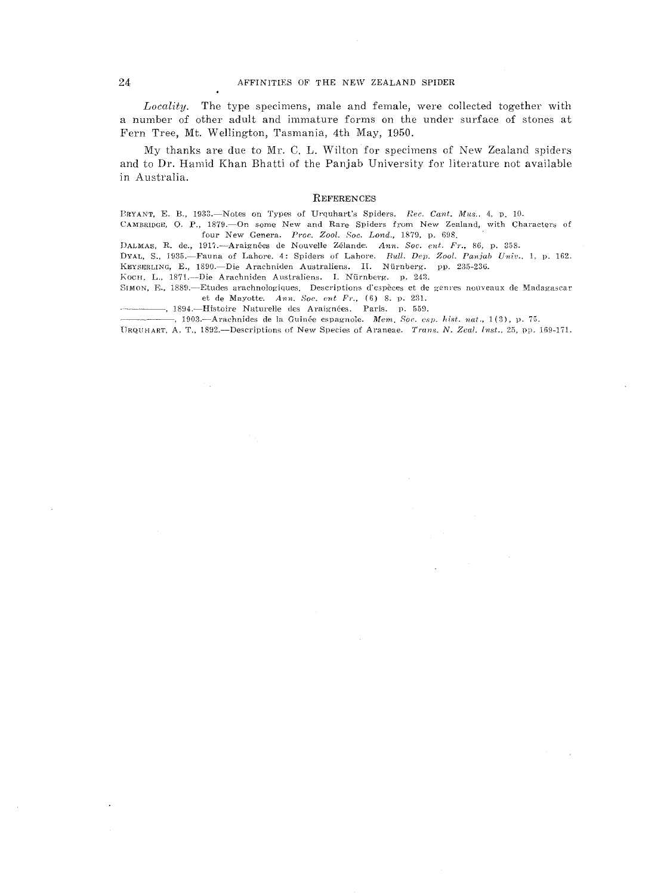*Locality.* The type specimens, male and female, were collected together with a number of other adult and immature forms on the under surface of stones at Fern Tree, Mt. Wellington, Tasmania, 4th May, 1950.

My thanks are due to Mr. C. L. Wilton for specimens of New Zealand spiders and to Dr. Hamid Khan Bhatti of the Panjab University for literature not available in Australia.

## References

BRYANT, E. B., 1933.—Notes on Types of Urquhart's Spiders. *Rec. Cant. Mus.*, 4, p. 10.

CAMBRIDGE, O. P., 1879.—On some New and Rare Spiders from New Zealand, with Characters of four New Genera. *Proc. Zool. Soc. Lond.*, 1879, p. 698.

DALMAS, R. de., 1917.—Araignées de Nouvelle Zélande. *Ann. Soc. ent. Fr.*, 86, p. 358.

DYAL, S., 1935.—Fauna of Lahore. 4: Spiders of Lahore. *Bull. Dep. Zool. Panjab Univ.*, 1, p. 162.

KEYSERLING, E., 1890.—Die Arachniden Australiens. II. Nürnberg. pp. 235-236.

KOCH, L., 1871.—Die Arachniden Australiens. I. Nürnberg. p. 243.

SIMON, E., 1889.—Etudes arachnologiques. Descriptions d'espèces et de genres nouveaux de Madagascar et de Mayotte. *Ann. Soc. ent Fr.*, (6) 8. p. 231.

————, 1894.—Histoire Naturelle des Araignées. Paris. p. 559.

————, 1903.—Arachnides de la Guinée espagnole. *Mem. Soc. esp. hist. nat.*, 1(3), p. 75.

URQUHART, A. T., 1892.—Descriptions of New Species of Araneae. *Trans. N. Zeal. Inst.*, 25, pp. 169-171.